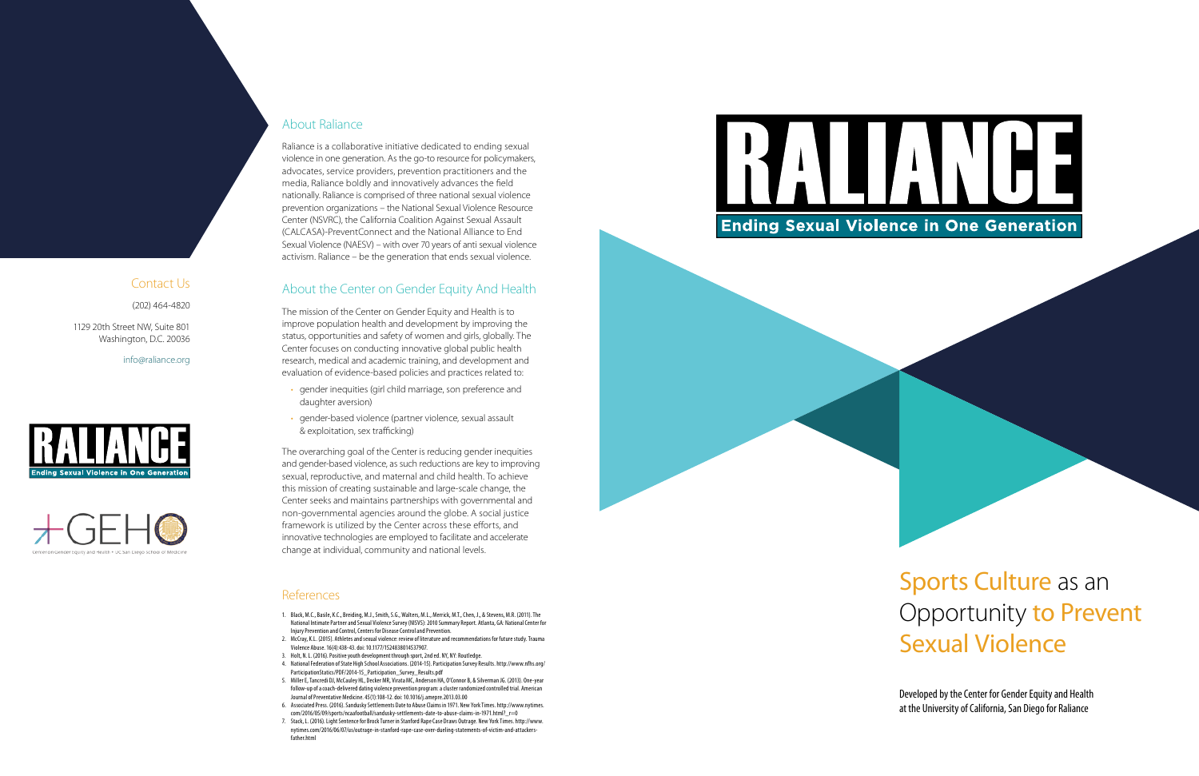## Contact Us

(202) 464-4820

1129 20th Street NW, Suite 801
Washington, D.C. 20036

info@raliance.org

RALIANCE
Ending Sexual Violence in One Generation

GEHO
Center on Gender Equity and Health • UC San Diego School of Medicine

## About Raliance

Raliance is a collaborative initiative dedicated to ending sexual violence in one generation. As the go-to resource for policymakers, advocates, service providers, prevention practitioners and the media, Raliance boldly and innovatively advances the field nationally. Raliance is comprised of three national sexual violence prevention organizations – the National Sexual Violence Resource Center (NSVRC), the California Coalition Against Sexual Assault (CALCASA)-PreventConnect and the National Alliance to End Sexual Violence (NAESV) – with over 70 years of anti sexual violence activism. Raliance – be the generation that ends sexual violence.

## About the Center on Gender Equity And Health

The mission of the Center on Gender Equity and Health is to improve population health and development by improving the status, opportunities and safety of women and girls, globally. The Center focuses on conducting innovative global public health research, medical and academic training, and development and evaluation of evidence-based policies and practices related to:

- gender inequities (girl child marriage, son preference and daughter aversion)
- gender-based violence (partner violence, sexual assault & exploitation, sex trafficking)

The overarching goal of the Center is reducing gender inequities and gender-based violence, as such reductions are key to improving sexual, reproductive, and maternal and child health. To achieve this mission of creating sustainable and large-scale change, the Center seeks and maintains partnerships with governmental and non-governmental agencies around the globe. A social justice framework is utilized by the Center across these efforts, and innovative technologies are employed to facilitate and accelerate change at individual, community and national levels.

## References

1. Black, M.C., Basile, K.C., Breiding, M.J., Smith, S.G., Walters, M.L., Merrick, M.T., Chen, J., & Stevens, M.R. (2011). The National Intimate Partner and Sexual Violence Survey (NISVS): 2010 Summary Report. Atlanta, GA: National Center for Injury Prevention and Control, Centers for Disease Control and Prevention.
2. McCray, K.L. (2015). Athletes and sexual violence: review of literature and recommendations for future study. Trauma Violence Abuse. 16(4):438-43. doi: 10.1177/1524838014537907.
3. Holt, N. L. (2016). Positive youth development through sport, 2nd ed. NY, NY: Routledge.
4. National Federation of State High School Associations. (2014-15). Participation Survey Results. http://www.nfhs.org/ParticipationStatics/PDF/2014-15_Participation_Survey_Results.pdf
5. Miller E, Tancredi DJ, McCauley HL, Decker MR, Virata MC, Anderson HA, O'Connor B, & Silverman JG. (2013). One-year follow-up of a coach-delivered dating violence prevention program: a cluster randomized controlled trial. American Journal of Preventative Medicine. 45(1):108-12. doi: 10.1016/j.amepre.2013.03.00
6. Associated Press. (2016). Sandusky Settlements Date to Abuse Claims in 1971. New York Times. http://www.nytimes.com/2016/05/09/sports/ncaafootball/sandusky-settlements-date-to-abuse-claims-in-1971.html?_r=0
7. Stack, L. (2016). Light Sentence for Brock Turner in Stanford Rape Case Draws Outrage. New York Times. http://www.nytimes.com/2016/06/07/us/outrage-in-stanford-rape-case-over-dueling-statements-of-victim-and-attackers-father.html

RALIANCE
Ending Sexual Violence in One Generation

# Sports Culture as an Opportunity to Prevent Sexual Violence

Developed by the Center for Gender Equity and Health at the University of California, San Diego for Raliance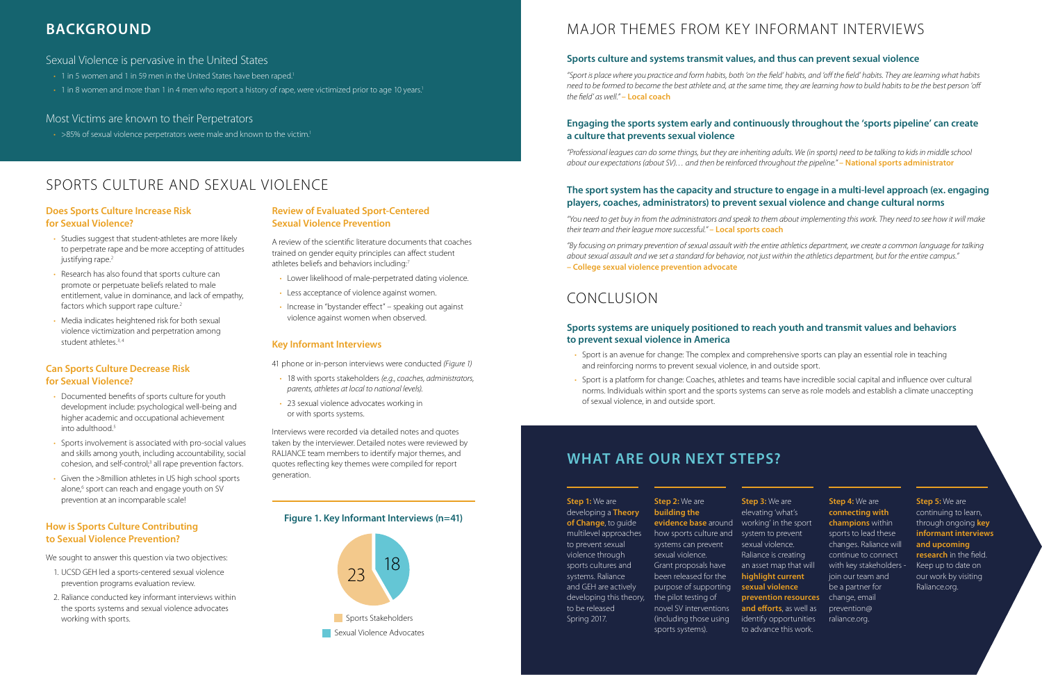## BACKGROUND

### Sexual Violence is pervasive in the United States

- 1 in 5 women and 1 in 59 men in the United States have been raped.[1]
- 1 in 8 women and more than 1 in 4 men who report a history of rape, were victimized prior to age 10 years.[1]

### Most Victims are known to their Perpetrators

- >85% of sexual violence perpetrators were male and known to the victim.[1]

## SPORTS CULTURE AND SEXUAL VIOLENCE

### Does Sports Culture Increase Risk for Sexual Violence?

- Studies suggest that student-athletes are more likely to perpetrate rape and be more accepting of attitudes justifying rape.[2]
- Research has also found that sports culture can promote or perpetuate beliefs related to male entitlement, value in dominance, and lack of empathy, factors which support rape culture.[2]
- Media indicates heightened risk for both sexual violence victimization and perpetration among student athletes.[3,4]

### Can Sports Culture Decrease Risk for Sexual Violence?

- Documented benefits of sports culture for youth development include: psychological well-being and higher academic and occupational achievement into adulthood.[5]
- Sports involvement is associated with pro-social values and skills among youth, including accountability, social cohesion, and self-control;[3] all rape prevention factors.
- Given the >8million athletes in US high school sports alone,[6] sport can reach and engage youth on SV prevention at an incomparable scale!

### How is Sports Culture Contributing to Sexual Violence Prevention?

We sought to answer this question via two objectives:

1. UCSD GEH led a sports-centered sexual violence prevention programs evaluation review.
2. Raliance conducted key informant interviews within the sports systems and sexual violence advocates working with sports.

### Review of Evaluated Sport-Centered Sexual Violence Prevention

A review of the scientific literature documents that coaches trained on gender equity principles can affect student athletes beliefs and behaviors including:[7]

- Lower likelihood of male-perpetrated dating violence.
- Less acceptance of violence against women.
- Increase in "bystander effect" – speaking out against violence against women when observed.

### Key Informant Interviews

41 phone or in-person interviews were conducted *(Figure 1)*

- 18 with sports stakeholders *(e.g., coaches, administrators, parents, athletes at local to national levels).*
- 23 sexual violence advocates working in or with sports systems.

Interviews were recorded via detailed notes and quotes taken by the interviewer. Detailed notes were reviewed by RALIANCE team members to identify major themes, and quotes reflecting key themes were compiled for report generation.

**Figure 1. Key Informant Interviews (n=41)**

23
18
Sports Stakeholders
Sexual Violence Advocates

## MAJOR THEMES FROM KEY INFORMANT INTERVIEWS

### Sports culture and systems transmit values, and thus can prevent sexual violence

*"Sport is place where you practice and form habits, both 'on the field' habits, and 'off the field' habits. They are learning what habits need to be formed to become the best athlete and, at the same time, they are learning how to build habits to be the best person 'off the field' as well."* **– Local coach**

### Engaging the sports system early and continuously throughout the 'sports pipeline' can create a culture that prevents sexual violence

*"Professional leagues can do some things, but they are inheriting adults. We (in sports) need to be talking to kids in middle school about our expectations (about SV)… and then be reinforced throughout the pipeline."* **– National sports administrator**

### The sport system has the capacity and structure to engage in a multi-level approach (ex. engaging players, coaches, administrators) to prevent sexual violence and change cultural norms

*"You need to get buy in from the administrators and speak to them about implementing this work. They need to see how it will make their team and their league more successful."* **– Local sports coach**

*"By focusing on primary prevention of sexual assault with the entire athletics department, we create a common language for talking about sexual assault and we set a standard for behavior, not just within the athletics department, but for the entire campus."* **– College sexual violence prevention advocate**

## CONCLUSION

### Sports systems are uniquely positioned to reach youth and transmit values and behaviors to prevent sexual violence in America

- Sport is an avenue for change: The complex and comprehensive sports can play an essential role in teaching and reinforcing norms to prevent sexual violence, in and outside sport.
- Sport is a platform for change: Coaches, athletes and teams have incredible social capital and influence over cultural norms. Individuals within sport and the sports systems can serve as role models and establish a climate unaccepting of sexual violence, in and outside sport.

## WHAT ARE OUR NEXT STEPS?

**Step 1:** We are developing a **Theory of Change**, to guide multilevel approaches to prevent sexual violence through sports cultures and systems. Raliance and GEH are actively developing this theory, to be released Spring 2017.

**Step 2:** We are **building the evidence base** around how sports culture and systems can prevent sexual violence. Grant proposals have been released for the purpose of supporting the pilot testing of novel SV interventions (including those using sports systems).

**Step 3:** We are elevating 'what's working' in the sport system to prevent sexual violence. Raliance is creating an asset map that will **highlight current sexual violence prevention resources and efforts**, as well as identify opportunities to advance this work.

**Step 4:** We are **connecting with champions** within sports to lead these changes. Raliance will continue to connect with key stakeholders - join our team and be a partner for change, email prevention@raliance.org.

**Step 5:** We are continuing to learn, through ongoing **key informant interviews and upcoming research** in the field. Keep up to date on our work by visiting Raliance.org.